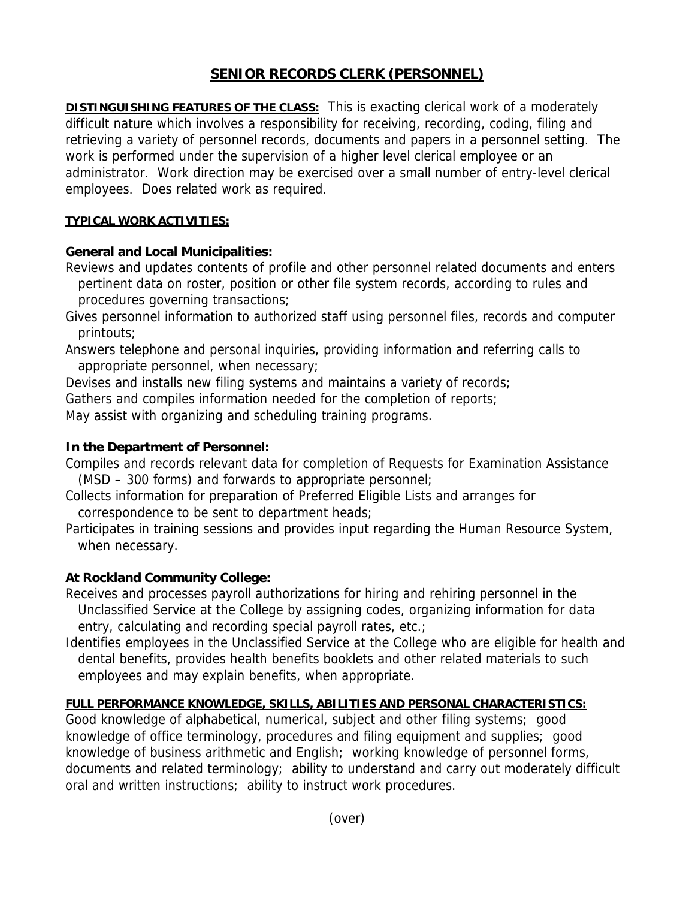# SENIOR RECORDS CLERK (PERSONNEL)

**DISTINGUISHING FEATURES OF THE CLASS:** This is exacting clerical work of a moderately difficult nature which involves a responsibility for receiving, recording, coding, filing and retrieving a variety of personnel records, documents and papers in a personnel setting. The work is performed under the supervision of a higher level clerical employee or an administrator. Work direction may be exercised over a small number of entry-level clerical employees. Does related work as required.

**TYPICAL WORK ACTIVITIES:**

**General and Local Municipalities:**

Reviews and updates contents of profile and other personnel related documents and enters pertinent data on roster, position or other file system records, according to rules and procedures governing transactions;

Gives personnel information to authorized staff using personnel files, records and computer printouts;

Answers telephone and personal inquiries, providing information and referring calls to appropriate personnel, when necessary;

Devises and installs new filing systems and maintains a variety of records;

Gathers and compiles information needed for the completion of reports;

May assist with organizing and scheduling training programs.

**In the Department of Personnel:**

Compiles and records relevant data for completion of Requests for Examination Assistance (MSD – 300 forms) and forwards to appropriate personnel;

Collects information for preparation of Preferred Eligible Lists and arranges for correspondence to be sent to department heads;

Participates in training sessions and provides input regarding the Human Resource System, when necessary.

**At Rockland Community College:**

Receives and processes payroll authorizations for hiring and rehiring personnel in the Unclassified Service at the College by assigning codes, organizing information for data entry, calculating and recording special payroll rates, etc.;

Identifies employees in the Unclassified Service at the College who are eligible for health and dental benefits, provides health benefits booklets and other related materials to such employees and may explain benefits, when appropriate.

**FULL PERFORMANCE KNOWLEDGE, SKILLS, ABILITIES AND PERSONAL CHARACTERISTICS:**
Good knowledge of alphabetical, numerical, subject and other filing systems; good knowledge of office terminology, procedures and filing equipment and supplies; good knowledge of business arithmetic and English; working knowledge of personnel forms, documents and related terminology; ability to understand and carry out moderately difficult oral and written instructions; ability to instruct work procedures.

(over)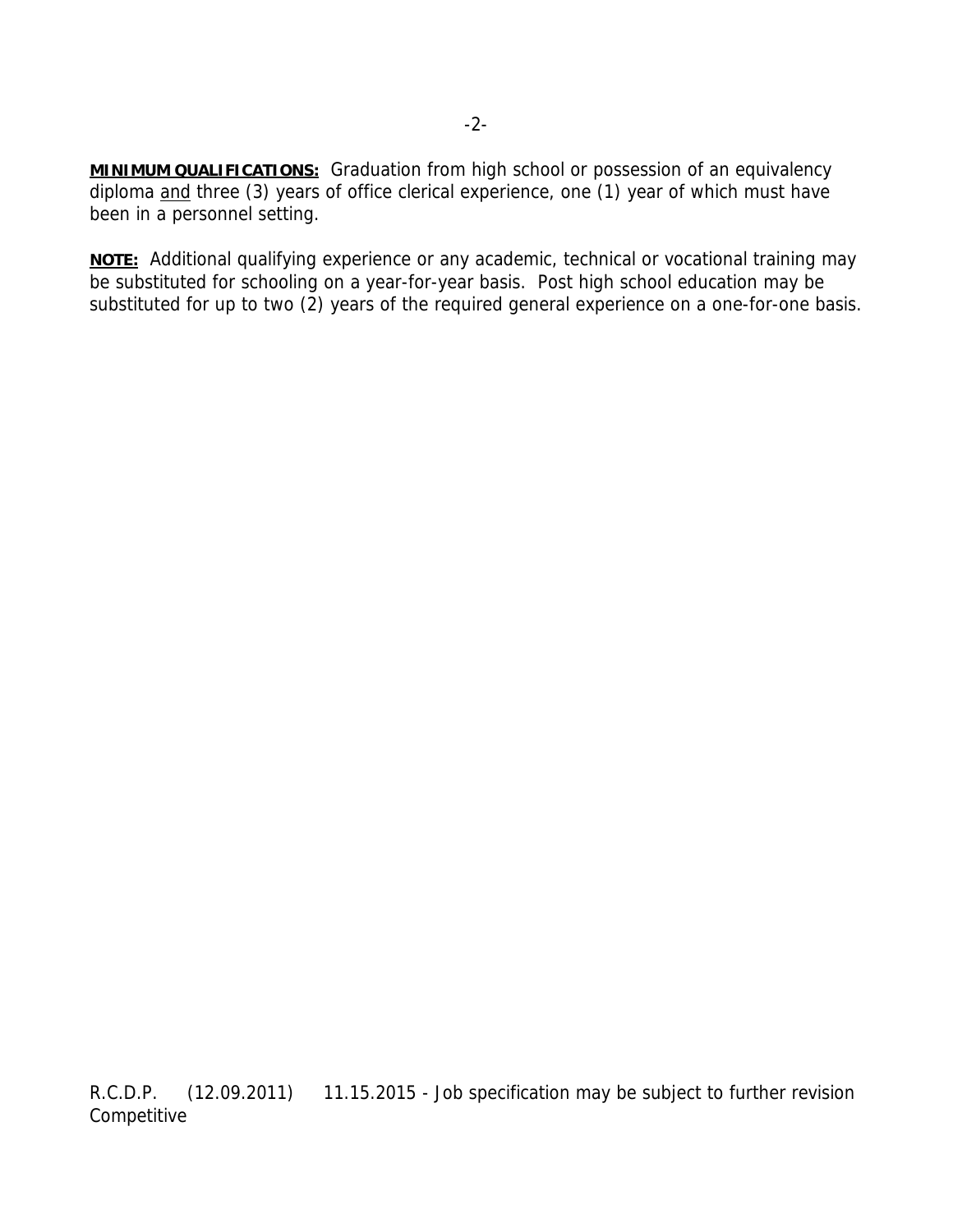**MINIMUM QUALIFICATIONS:** Graduation from high school or possession of an equivalency diploma and three (3) years of office clerical experience, one (1) year of which must have been in a personnel setting.

**NOTE:** Additional qualifying experience or any academic, technical or vocational training may be substituted for schooling on a year-for-year basis. Post high school education may be substituted for up to two (2) years of the required general experience on a one-for-one basis.

R.C.D.P. (12.09.2011) 11.15.2015 - Job specification may be subject to further revision
Competitive